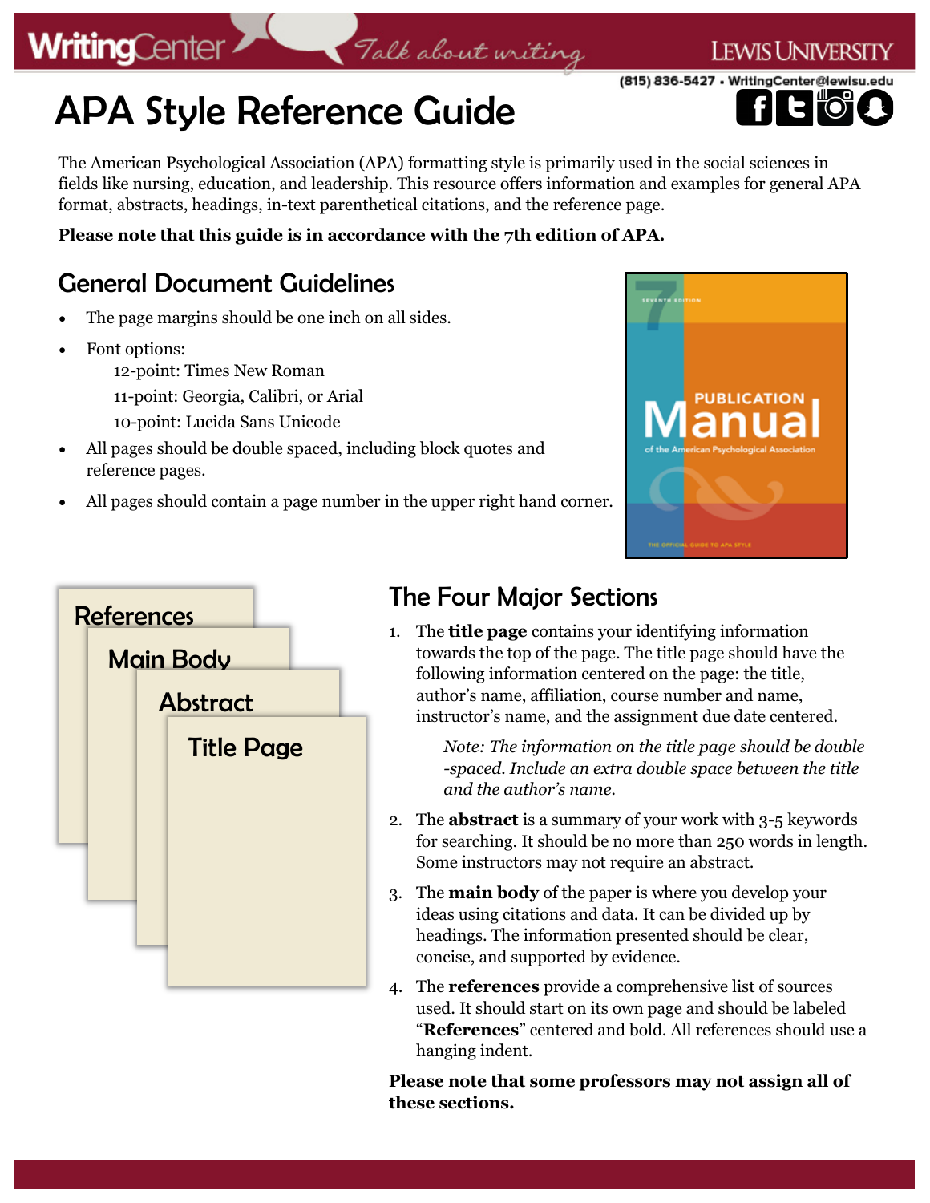# APA Style Reference Guide

The American Psychological Association (APA) formatting style is primarily used in the social sciences in fields like nursing, education, and leadership. This resource offers information and examples for general APA format, abstracts, headings, in-text parenthetical citations, and the reference page.

**Please note that this guide is in accordance with the 7th edition of APA.**

## General Document Guidelines

- The page margins should be one inch on all sides.
- Font options:
  - 12-point: Times New Roman
  - 11-point: Georgia, Calibri, or Arial
  - 10-point: Lucida Sans Unicode
- All pages should be double spaced, including block quotes and reference pages.
- All pages should contain a page number in the upper right hand corner.

## The Four Major Sections

1. The **title page** contains your identifying information towards the top of the page. The title page should have the following information centered on the page: the title, author's name, affiliation, course number and name, instructor's name, and the assignment due date centered.

   *Note: The information on the title page should be double -spaced. Include an extra double space between the title and the author's name.*

2. The **abstract** is a summary of your work with 3-5 keywords for searching. It should be no more than 250 words in length. Some instructors may not require an abstract.
3. The **main body** of the paper is where you develop your ideas using citations and data. It can be divided up by headings. The information presented should be clear, concise, and supported by evidence.
4. The **references** provide a comprehensive list of sources used. It should start on its own page and should be labeled "**References**" centered and bold. All references should use a hanging indent.

**Please note that some professors may not assign all of these sections.**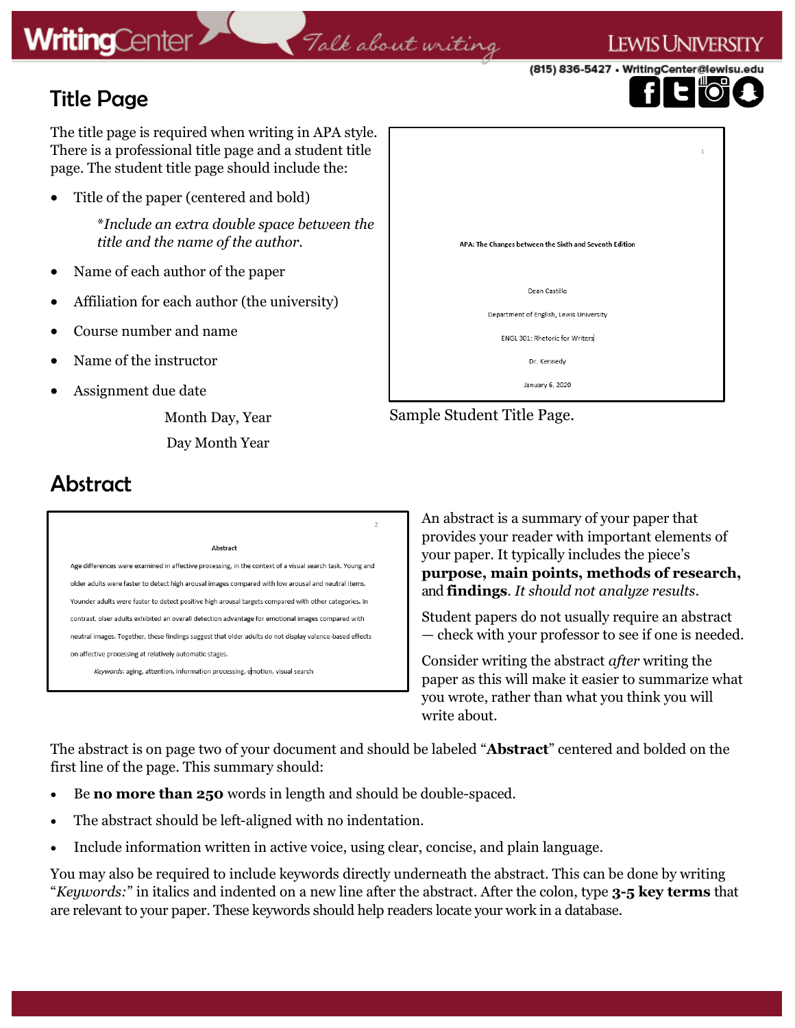## Title Page

The title page is required when writing in APA style. There is a professional title page and a student title page. The student title page should include the:

- Title of the paper (centered and bold)

  **Include an extra double space between the title and the name of the author.*

- Name of each author of the paper
- Affiliation for each author (the university)
- Course number and name
- Name of the instructor
- Assignment due date

  Month Day, Year

  Day Month Year

1

**APA: The Changes between the Sixth and Seventh Edition**

Dean Castillo

Department of English, Lewis University

ENGL 301: Rhetoric for Writers

Dr. Kennedy

January 6, 2020

Sample Student Title Page.

## Abstract

2

**Abstract**

Age differences were examined in affective processing, in the context of a visual search task. Young and older adults were faster to detect high arousal images compared with low arousal and neutral items. Younder adults were faster to detect positive high arousal targets compared with other categories. In contrast, olser adults exhibited an overall detection advantage for emotional images compared with neutral images. Together, these findings suggest that older adults do not display valence-based effects on affective processing at relatively automatic stages.

*Keywords*: aging, attention, information processing, emotion, visual search

An abstract is a summary of your paper that provides your reader with important elements of your paper. It typically includes the piece's **purpose, main points, methods of research,** and **findings**. *It should not analyze results*.

Student papers do not usually require an abstract — check with your professor to see if one is needed.

Consider writing the abstract *after* writing the paper as this will make it easier to summarize what you wrote, rather than what you think you will write about.

The abstract is on page two of your document and should be labeled "**Abstract**" centered and bolded on the first line of the page. This summary should:

- Be **no more than 250** words in length and should be double-spaced.
- The abstract should be left-aligned with no indentation.
- Include information written in active voice, using clear, concise, and plain language.

You may also be required to include keywords directly underneath the abstract. This can be done by writing "*Keywords:*" in italics and indented on a new line after the abstract. After the colon, type **3-5 key terms** that are relevant to your paper. These keywords should help readers locate your work in a database.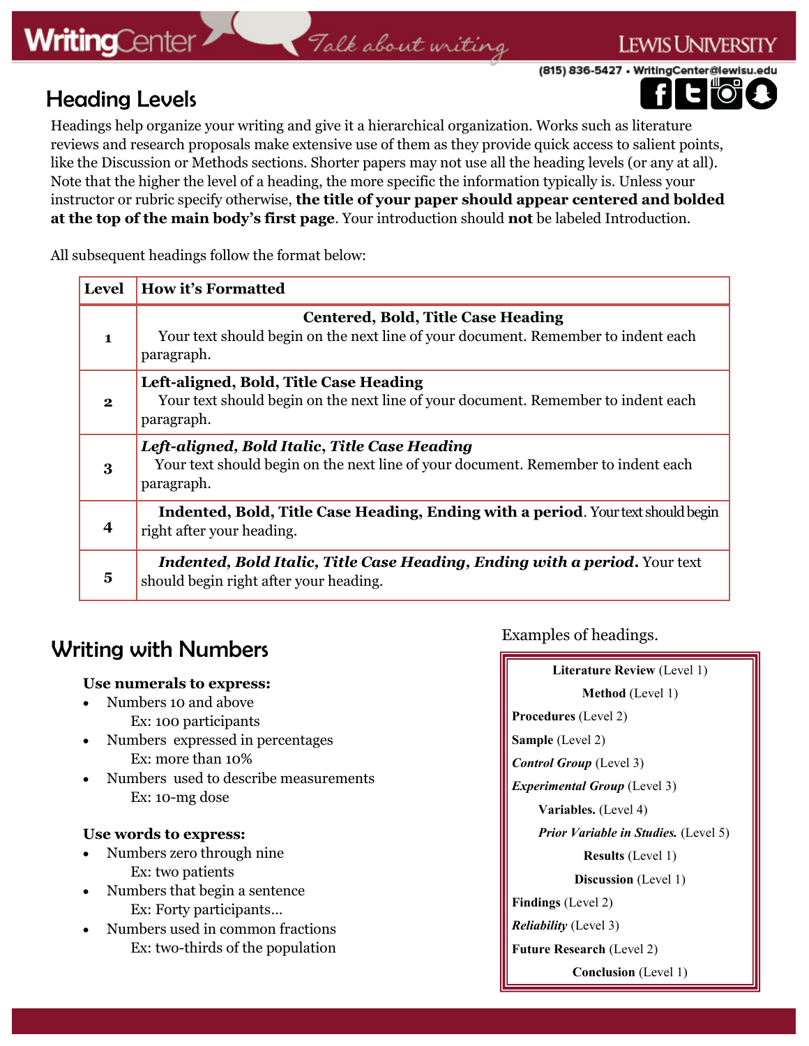## Heading Levels

Headings help organize your writing and give it a hierarchical organization. Works such as literature reviews and research proposals make extensive use of them as they provide quick access to salient points, like the Discussion or Methods sections. Shorter papers may not use all the heading levels (or any at all). Note that the higher the level of a heading, the more specific the information typically is. Unless your instructor or rubric specify otherwise, **the title of your paper should appear centered and bolded at the top of the main body's first page**. Your introduction should **not** be labeled Introduction.

All subsequent headings follow the format below:

| Level | How it's Formatted |
|---|---|
| 1 | **Centered, Bold, Title Case Heading** Your text should begin on the next line of your document. Remember to indent each paragraph. |
| 2 | **Left-aligned, Bold, Title Case Heading** Your text should begin on the next line of your document. Remember to indent each paragraph. |
| 3 | ***Left-aligned, Bold Italic, Title Case Heading*** Your text should begin on the next line of your document. Remember to indent each paragraph. |
| 4 | **Indented, Bold, Title Case Heading, Ending with a period**. Your text should begin right after your heading. |
| 5 | ***Indented, Bold Italic, Title Case Heading, Ending with a period.*** Your text should begin right after your heading. |

## Writing with Numbers

**Use numerals to express:**

- Numbers 10 and above
  Ex: 100 participants
- Numbers expressed in percentages
  Ex: more than 10%
- Numbers used to describe measurements
  Ex: 10-mg dose

**Use words to express:**

- Numbers zero through nine
  Ex: two patients
- Numbers that begin a sentence
  Ex: Forty participants…
- Numbers used in common fractions
  Ex: two-thirds of the population

Examples of headings.

**Literature Review** (Level 1)
**Method** (Level 1)
**Procedures** (Level 2)
**Sample** (Level 2)
***Control Group*** (Level 3)
***Experimental Group*** (Level 3)
**Variables.** (Level 4)
***Prior Variable in Studies.*** (Level 5)
**Results** (Level 1)
**Discussion** (Level 1)
**Findings** (Level 2)
***Reliability*** (Level 3)
**Future Research** (Level 2)
**Conclusion** (Level 1)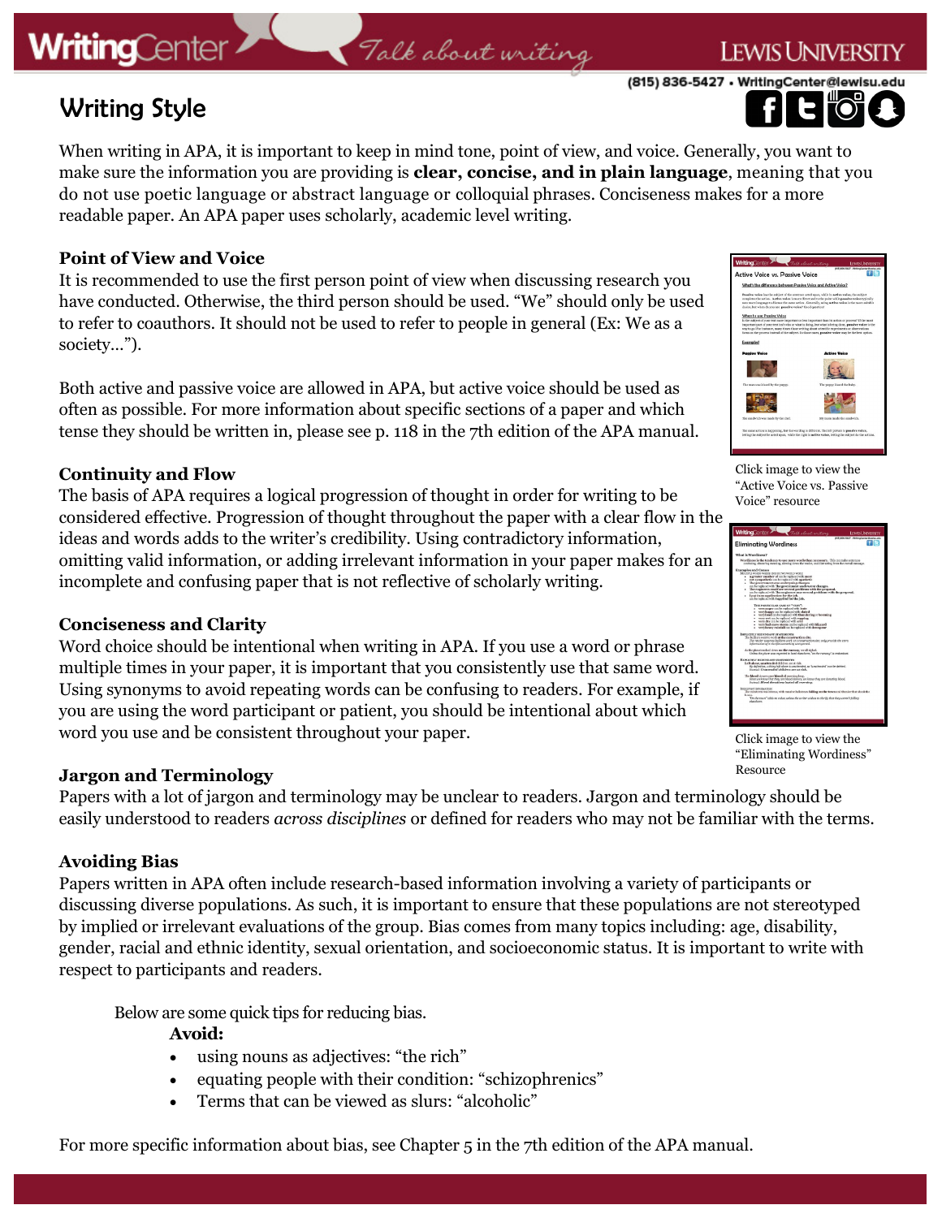# Writing Style

When writing in APA, it is important to keep in mind tone, point of view, and voice. Generally, you want to make sure the information you are providing is **clear, concise, and in plain language**, meaning that you do not use poetic language or abstract language or colloquial phrases. Conciseness makes for a more readable paper. An APA paper uses scholarly, academic level writing.

### Point of View and Voice

It is recommended to use the first person point of view when discussing research you have conducted. Otherwise, the third person should be used. "We" should only be used to refer to coauthors. It should not be used to refer to people in general (Ex: We as a society…").

Both active and passive voice are allowed in APA, but active voice should be used as often as possible. For more information about specific sections of a paper and which tense they should be written in, please see p. 118 in the 7th edition of the APA manual.

Click image to view the "Active Voice vs. Passive Voice" resource

### Continuity and Flow

The basis of APA requires a logical progression of thought in order for writing to be considered effective. Progression of thought throughout the paper with a clear flow in the ideas and words adds to the writer's credibility. Using contradictory information, omitting valid information, or adding irrelevant information in your paper makes for an incomplete and confusing paper that is not reflective of scholarly writing.

### Conciseness and Clarity

Word choice should be intentional when writing in APA. If you use a word or phrase multiple times in your paper, it is important that you consistently use that same word. Using synonyms to avoid repeating words can be confusing to readers. For example, if you are using the word participant or patient, you should be intentional about which word you use and be consistent throughout your paper.

Click image to view the "Eliminating Wordiness" Resource

### Jargon and Terminology

Papers with a lot of jargon and terminology may be unclear to readers. Jargon and terminology should be easily understood to readers *across disciplines* or defined for readers who may not be familiar with the terms.

### Avoiding Bias

Papers written in APA often include research-based information involving a variety of participants or discussing diverse populations. As such, it is important to ensure that these populations are not stereotyped by implied or irrelevant evaluations of the group. Bias comes from many topics including: age, disability, gender, racial and ethnic identity, sexual orientation, and socioeconomic status. It is important to write with respect to participants and readers.

Below are some quick tips for reducing bias.

**Avoid:**

- using nouns as adjectives: "the rich"
- equating people with their condition: "schizophrenics"
- Terms that can be viewed as slurs: "alcoholic"

For more specific information about bias, see Chapter 5 in the 7th edition of the APA manual.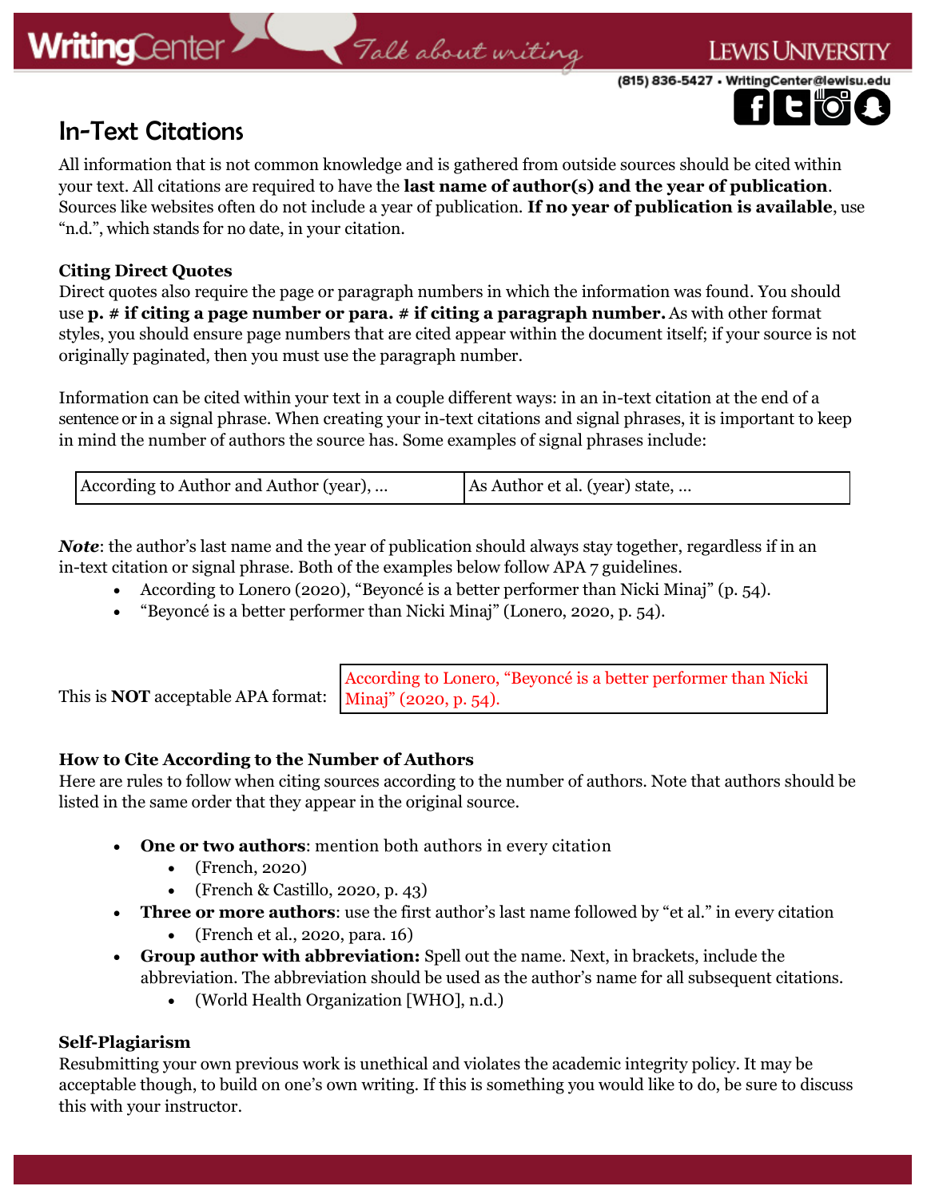# In-Text Citations

All information that is not common knowledge and is gathered from outside sources should be cited within your text. All citations are required to have the **last name of author(s) and the year of publication**. Sources like websites often do not include a year of publication. **If no year of publication is available**, use "n.d.", which stands for no date, in your citation.

### Citing Direct Quotes

Direct quotes also require the page or paragraph numbers in which the information was found. You should use **p. # if citing a page number or para. # if citing a paragraph number.** As with other format styles, you should ensure page numbers that are cited appear within the document itself; if your source is not originally paginated, then you must use the paragraph number.

Information can be cited within your text in a couple different ways: in an in-text citation at the end of a sentence or in a signal phrase. When creating your in-text citations and signal phrases, it is important to keep in mind the number of authors the source has. Some examples of signal phrases include:

| According to Author and Author (year), ... | As Author et al. (year) state, ... |
|---|---|

***Note***: the author's last name and the year of publication should always stay together, regardless if in an in-text citation or signal phrase. Both of the examples below follow APA 7 guidelines.

- According to Lonero (2020), "Beyoncé is a better performer than Nicki Minaj" (p. 54).
- "Beyoncé is a better performer than Nicki Minaj" (Lonero, 2020, p. 54).

This is **NOT** acceptable APA format:

| According to Lonero, "Beyoncé is a better performer than Nicki Minaj" (2020, p. 54). |
|---|

### How to Cite According to the Number of Authors

Here are rules to follow when citing sources according to the number of authors. Note that authors should be listed in the same order that they appear in the original source.

- **One or two authors**: mention both authors in every citation
  - (French, 2020)
  - (French & Castillo, 2020, p. 43)
- **Three or more authors**: use the first author's last name followed by "et al." in every citation
  - (French et al., 2020, para. 16)
- **Group author with abbreviation:** Spell out the name. Next, in brackets, include the abbreviation. The abbreviation should be used as the author's name for all subsequent citations.
  - (World Health Organization [WHO], n.d.)

### Self-Plagiarism

Resubmitting your own previous work is unethical and violates the academic integrity policy. It may be acceptable though, to build on one's own writing. If this is something you would like to do, be sure to discuss this with your instructor.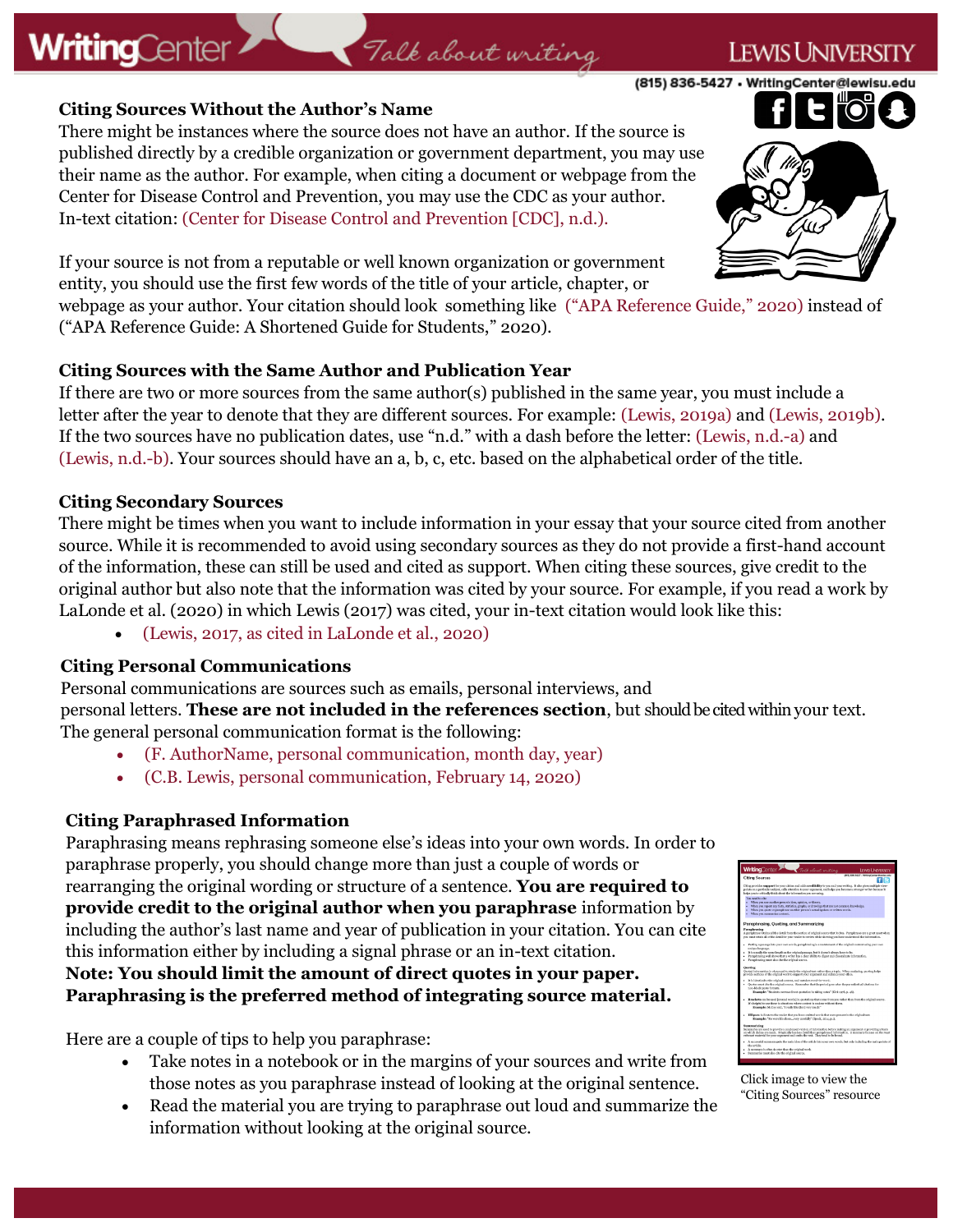## Citing Sources Without the Author's Name

There might be instances where the source does not have an author. If the source is published directly by a credible organization or government department, you may use their name as the author. For example, when citing a document or webpage from the Center for Disease Control and Prevention, you may use the CDC as your author. In-text citation: (Center for Disease Control and Prevention [CDC], n.d.).

If your source is not from a reputable or well known organization or government entity, you should use the first few words of the title of your article, chapter, or webpage as your author. Your citation should look something like ("APA Reference Guide," 2020) instead of ("APA Reference Guide: A Shortened Guide for Students," 2020).

## Citing Sources with the Same Author and Publication Year

If there are two or more sources from the same author(s) published in the same year, you must include a letter after the year to denote that they are different sources. For example: (Lewis, 2019a) and (Lewis, 2019b). If the two sources have no publication dates, use "n.d." with a dash before the letter: (Lewis, n.d.-a) and (Lewis, n.d.-b). Your sources should have an a, b, c, etc. based on the alphabetical order of the title.

## Citing Secondary Sources

There might be times when you want to include information in your essay that your source cited from another source. While it is recommended to avoid using secondary sources as they do not provide a first-hand account of the information, these can still be used and cited as support. When citing these sources, give credit to the original author but also note that the information was cited by your source. For example, if you read a work by LaLonde et al. (2020) in which Lewis (2017) was cited, your in-text citation would look like this:

- (Lewis, 2017, as cited in LaLonde et al., 2020)

## Citing Personal Communications

Personal communications are sources such as emails, personal interviews, and personal letters. **These are not included in the references section**, but should be cited within your text. The general personal communication format is the following:

- (F. AuthorName, personal communication, month day, year)
- (C.B. Lewis, personal communication, February 14, 2020)

## Citing Paraphrased Information

Paraphrasing means rephrasing someone else's ideas into your own words. In order to paraphrase properly, you should change more than just a couple of words or rearranging the original wording or structure of a sentence. **You are required to provide credit to the original author when you paraphrase** information by including the author's last name and year of publication in your citation. You can cite this information either by including a signal phrase or an in-text citation.

**Note: You should limit the amount of direct quotes in your paper. Paraphrasing is the preferred method of integrating source material.**

Click image to view the "Citing Sources" resource

Here are a couple of tips to help you paraphrase:

- Take notes in a notebook or in the margins of your sources and write from those notes as you paraphrase instead of looking at the original sentence.
- Read the material you are trying to paraphrase out loud and summarize the information without looking at the original source.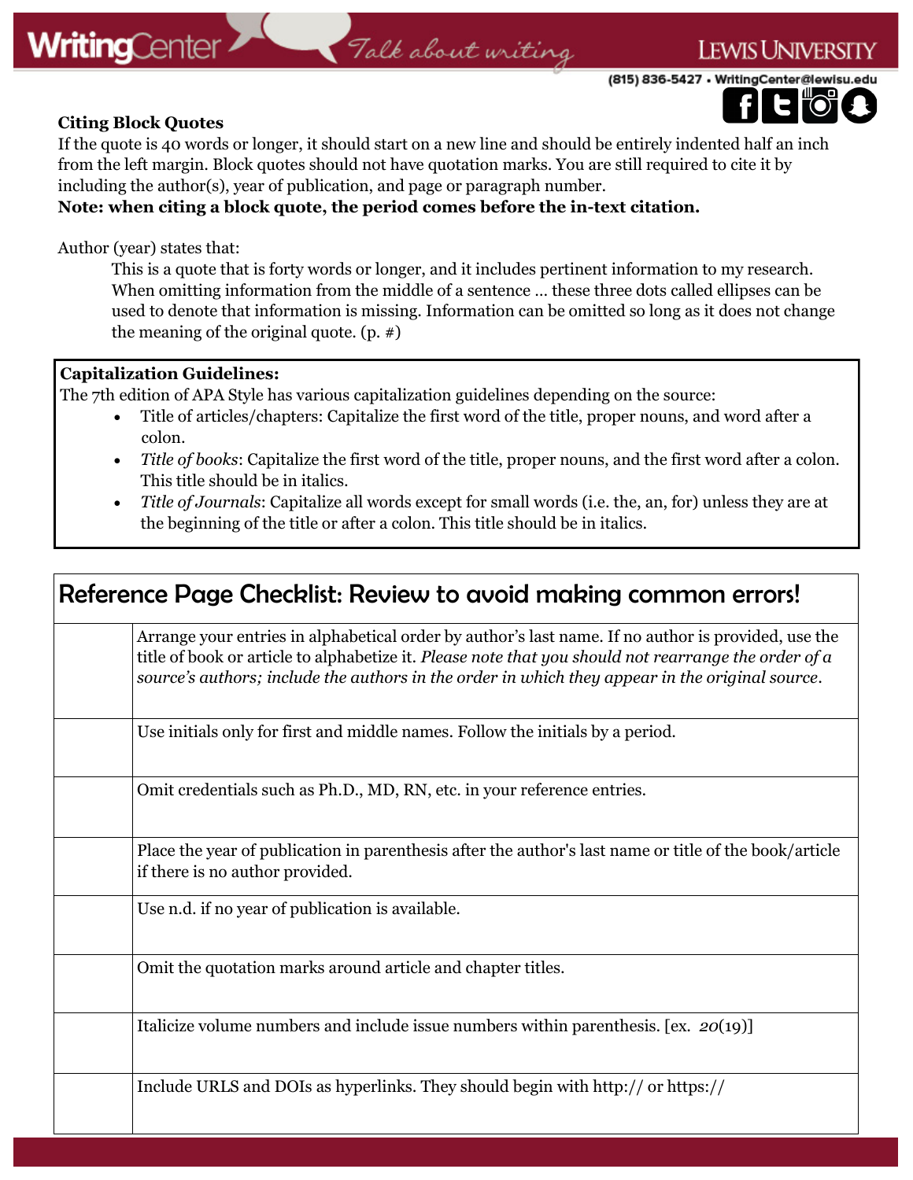**Citing Block Quotes**

If the quote is 40 words or longer, it should start on a new line and should be entirely indented half an inch from the left margin. Block quotes should not have quotation marks. You are still required to cite it by including the author(s), year of publication, and page or paragraph number.

**Note: when citing a block quote, the period comes before the in-text citation.**

Author (year) states that:

> This is a quote that is forty words or longer, and it includes pertinent information to my research. When omitting information from the middle of a sentence … these three dots called ellipses can be used to denote that information is missing. Information can be omitted so long as it does not change the meaning of the original quote. (p. #)

**Capitalization Guidelines:**

The 7th edition of APA Style has various capitalization guidelines depending on the source:

- Title of articles/chapters: Capitalize the first word of the title, proper nouns, and word after a colon.
- *Title of books*: Capitalize the first word of the title, proper nouns, and the first word after a colon. This title should be in italics.
- *Title of Journals*: Capitalize all words except for small words (i.e. the, an, for) unless they are at the beginning of the title or after a colon. This title should be in italics.

## Reference Page Checklist: Review to avoid making common errors!

| | |
|---|---|
| | Arrange your entries in alphabetical order by author's last name. If no author is provided, use the title of book or article to alphabetize it. *Please note that you should not rearrange the order of a source's authors; include the authors in the order in which they appear in the original source*. |
| | Use initials only for first and middle names. Follow the initials by a period. |
| | Omit credentials such as Ph.D., MD, RN, etc. in your reference entries. |
| | Place the year of publication in parenthesis after the author's last name or title of the book/article if there is no author provided. |
| | Use n.d. if no year of publication is available. |
| | Omit the quotation marks around article and chapter titles. |
| | Italicize volume numbers and include issue numbers within parenthesis. [ex. *20*(19)] |
| | Include URLS and DOIs as hyperlinks. They should begin with http:// or https:// |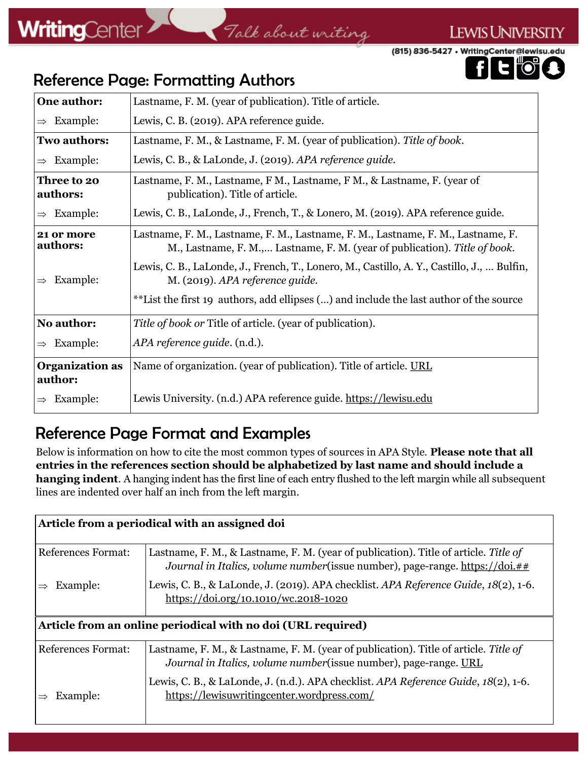## Reference Page: Formatting Authors

| | |
|---|---|
| **One author:** | Lastname, F. M. (year of publication). Title of article. |
| ⇒ Example: | Lewis, C. B. (2019). APA reference guide. |
| **Two authors:** | Lastname, F. M., & Lastname, F. M. (year of publication). *Title of book*. |
| ⇒ Example: | Lewis, C. B., & LaLonde, J. (2019). *APA reference guide*. |
| **Three to 20 authors:** | Lastname, F. M., Lastname, F M., Lastname, F M., & Lastname, F. (year of publication). Title of article. |
| ⇒ Example: | Lewis, C. B., LaLonde, J., French, T., & Lonero, M. (2019). APA reference guide. |
| **21 or more authors:** | Lastname, F. M., Lastname, F. M., Lastname, F. M., Lastname, F. M., Lastname, F. M., Lastname, F. M.,... Lastname, F. M. (year of publication). *Title of book*. |
| ⇒ Example: | Lewis, C. B., LaLonde, J., French, T., Lonero, M., Castillo, A. Y., Castillo, J., ... Bulfin, M. (2019). *APA reference guide*. |
| | **List the first 19 authors, add ellipses (...) and include the last author of the source |
| **No author:** | *Title of book or* Title of article. (year of publication). |
| ⇒ Example: | *APA reference guide*. (n.d.). |
| **Organization as author:** | Name of organization. (year of publication). Title of article. URL |
| ⇒ Example: | Lewis University. (n.d.) APA reference guide. https://lewisu.edu |

## Reference Page Format and Examples

Below is information on how to cite the most common types of sources in APA Style. **Please note that all entries in the references section should be alphabetized by last name and should include a hanging indent**. A hanging indent has the first line of each entry flushed to the left margin while all subsequent lines are indented over half an inch from the left margin.

| **Article from a periodical with an assigned doi** | |
|---|---|
| References Format: | Lastname, F. M., & Lastname, F. M. (year of publication). Title of article. *Title of Journal in Italics, volume number*(issue number), page-range. https://doi.## |
| ⇒ Example: | Lewis, C. B., & LaLonde, J. (2019). APA checklist. *APA Reference Guide*, *18*(2), 1-6. https://doi.org/10.1010/wc.2018-1020 |

| **Article from an online periodical with no doi (URL required)** | |
|---|---|
| References Format: | Lastname, F. M., & Lastname, F. M. (year of publication). Title of article. *Title of Journal in Italics, volume number*(issue number), page-range. URL |
| ⇒ Example: | Lewis, C. B., & LaLonde, J. (n.d.). APA checklist. *APA Reference Guide*, *18*(2), 1-6. https://lewisuwritingcenter.wordpress.com/ |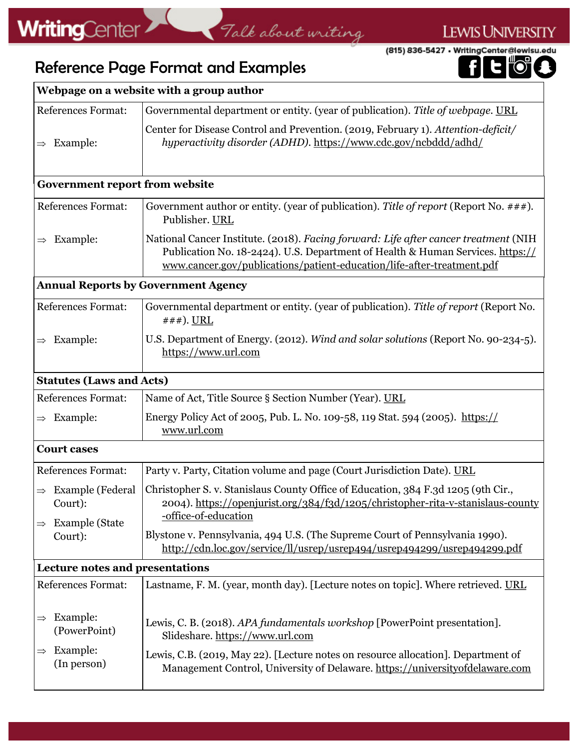# Reference Page Format and Examples

| Webpage on a website with a group author | |
|---|---|
| References Format: | Governmental department or entity. (year of publication). *Title of webpage*. URL |
| ⇒ Example: | Center for Disease Control and Prevention. (2019, February 1). *Attention-deficit/ hyperactivity disorder (ADHD)*. https://www.cdc.gov/ncbddd/adhd/ |
| **Government report from website** | |
| References Format: | Government author or entity. (year of publication). *Title of report* (Report No. ###). Publisher. URL |
| ⇒ Example: | National Cancer Institute. (2018). *Facing forward: Life after cancer treatment* (NIH Publication No. 18-2424). U.S. Department of Health & Human Services. https://www.cancer.gov/publications/patient-education/life-after-treatment.pdf |
| **Annual Reports by Government Agency** | |
| References Format: | Governmental department or entity. (year of publication). *Title of report* (Report No. ###). URL |
| ⇒ Example: | U.S. Department of Energy. (2012). *Wind and solar solutions* (Report No. 90-234-5). https://www.url.com |
| **Statutes (Laws and Acts)** | |
| References Format: | Name of Act, Title Source § Section Number (Year). URL |
| ⇒ Example: | Energy Policy Act of 2005, Pub. L. No. 109-58, 119 Stat. 594 (2005). https://www.url.com |
| **Court cases** | |
| References Format: | Party v. Party, Citation volume and page (Court Jurisdiction Date). URL |
| ⇒ Example (Federal Court): | Christopher S. v. Stanislaus County Office of Education, 384 F.3d 1205 (9th Cir., 2004). https://openjurist.org/384/f3d/1205/christopher-rita-v-stanislaus-county-office-of-education |
| ⇒ Example (State Court): | Blystone v. Pennsylvania, 494 U.S. (The Supreme Court of Pennsylvania 1990). http://cdn.loc.gov/service/ll/usrep/usrep494/usrep494299/usrep494299.pdf |
| **Lecture notes and presentations** | |
| References Format: | Lastname, F. M. (year, month day). [Lecture notes on topic]. Where retrieved. URL |
| ⇒ Example: (PowerPoint) | Lewis, C. B. (2018). *APA fundamentals workshop* [PowerPoint presentation]. Slideshare. https://www.url.com |
| ⇒ Example: (In person) | Lewis, C.B. (2019, May 22). [Lecture notes on resource allocation]. Department of Management Control, University of Delaware. https://universityofdelaware.com |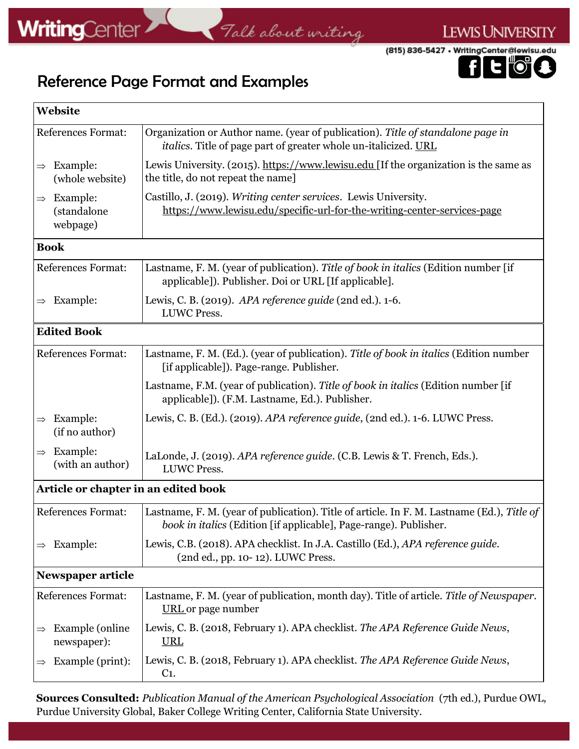# Reference Page Format and Examples

| | |
|---|---|
| **Website** | |
| References Format: | Organization or Author name. (year of publication). *Title of standalone page in italics*. Title of page part of greater whole un-italicized. URL |
| ⇒ Example: (whole website) | Lewis University. (2015). https://www.lewisu.edu [If the organization is the same as the title, do not repeat the name] |
| ⇒ Example: (standalone webpage) | Castillo, J. (2019). *Writing center services*. Lewis University. https://www.lewisu.edu/specific-url-for-the-writing-center-services-page |
| **Book** | |
| References Format: | Lastname, F. M. (year of publication). *Title of book in italics* (Edition number [if applicable]). Publisher. Doi or URL [If applicable]. |
| ⇒ Example: | Lewis, C. B. (2019). *APA reference guide* (2nd ed.). 1-6. LUWC Press. |
| **Edited Book** | |
| References Format: | Lastname, F. M. (Ed.). (year of publication). *Title of book in italics* (Edition number [if applicable]). Page-range. Publisher. |
| | Lastname, F.M. (year of publication). *Title of book in italics* (Edition number [if applicable]). (F.M. Lastname, Ed.). Publisher. |
| ⇒ Example: (if no author) | Lewis, C. B. (Ed.). (2019). *APA reference guide*, (2nd ed.). 1-6. LUWC Press. |
| ⇒ Example: (with an author) | LaLonde, J. (2019). *APA reference guide*. (C.B. Lewis & T. French, Eds.). LUWC Press. |
| **Article or chapter in an edited book** | |
| References Format: | Lastname, F. M. (year of publication). Title of article. In F. M. Lastname (Ed.), *Title of book in italics* (Edition [if applicable], Page-range). Publisher. |
| ⇒ Example: | Lewis, C.B. (2018). APA checklist. In J.A. Castillo (Ed.), *APA reference guide*. (2nd ed., pp. 10- 12). LUWC Press. |
| **Newspaper article** | |
| References Format: | Lastname, F. M. (year of publication, month day). Title of article. *Title of Newspaper*. URL or page number |
| ⇒ Example (online newspaper): | Lewis, C. B. (2018, February 1). APA checklist. *The APA Reference Guide News*, URL |
| ⇒ Example (print): | Lewis, C. B. (2018, February 1). APA checklist. *The APA Reference Guide News*, C1. |

**Sources Consulted:** *Publication Manual of the American Psychological Association* (7th ed.), Purdue OWL, Purdue University Global, Baker College Writing Center, California State University.